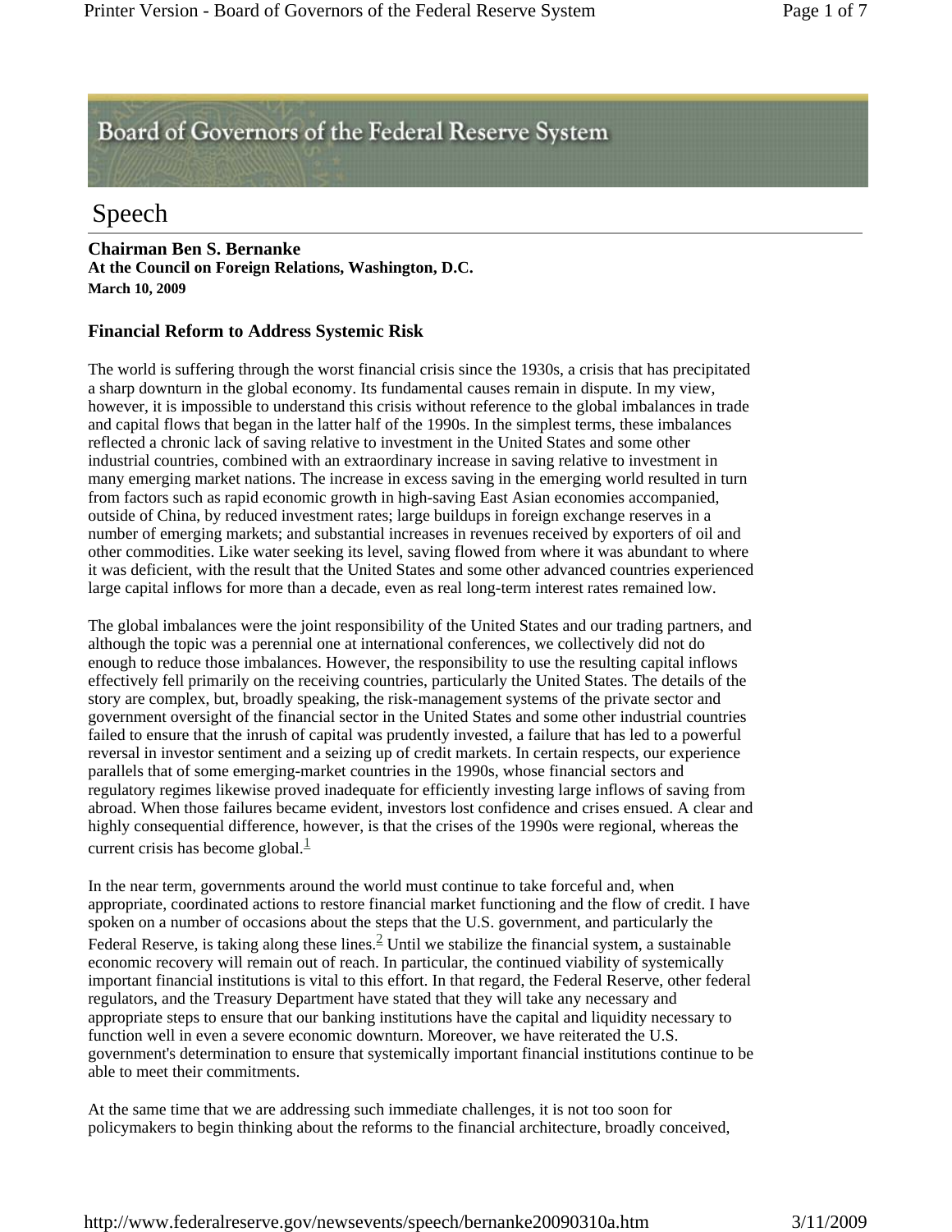Board of Governors of the Federal Reserve System

# Speech

**Chairman Ben S. Bernanke**
**At the Council on Foreign Relations, Washington, D.C.**
**March 10, 2009**

## Financial Reform to Address Systemic Risk

The world is suffering through the worst financial crisis since the 1930s, a crisis that has precipitated a sharp downturn in the global economy. Its fundamental causes remain in dispute. In my view, however, it is impossible to understand this crisis without reference to the global imbalances in trade and capital flows that began in the latter half of the 1990s. In the simplest terms, these imbalances reflected a chronic lack of saving relative to investment in the United States and some other industrial countries, combined with an extraordinary increase in saving relative to investment in many emerging market nations. The increase in excess saving in the emerging world resulted in turn from factors such as rapid economic growth in high-saving East Asian economies accompanied, outside of China, by reduced investment rates; large buildups in foreign exchange reserves in a number of emerging markets; and substantial increases in revenues received by exporters of oil and other commodities. Like water seeking its level, saving flowed from where it was abundant to where it was deficient, with the result that the United States and some other advanced countries experienced large capital inflows for more than a decade, even as real long-term interest rates remained low.

The global imbalances were the joint responsibility of the United States and our trading partners, and although the topic was a perennial one at international conferences, we collectively did not do enough to reduce those imbalances. However, the responsibility to use the resulting capital inflows effectively fell primarily on the receiving countries, particularly the United States. The details of the story are complex, but, broadly speaking, the risk-management systems of the private sector and government oversight of the financial sector in the United States and some other industrial countries failed to ensure that the inrush of capital was prudently invested, a failure that has led to a powerful reversal in investor sentiment and a seizing up of credit markets. In certain respects, our experience parallels that of some emerging-market countries in the 1990s, whose financial sectors and regulatory regimes likewise proved inadequate for efficiently investing large inflows of saving from abroad. When those failures became evident, investors lost confidence and crises ensued. A clear and highly consequential difference, however, is that the crises of the 1990s were regional, whereas the current crisis has become global.[1]

In the near term, governments around the world must continue to take forceful and, when appropriate, coordinated actions to restore financial market functioning and the flow of credit. I have spoken on a number of occasions about the steps that the U.S. government, and particularly the Federal Reserve, is taking along these lines.[2] Until we stabilize the financial system, a sustainable economic recovery will remain out of reach. In particular, the continued viability of systemically important financial institutions is vital to this effort. In that regard, the Federal Reserve, other federal regulators, and the Treasury Department have stated that they will take any necessary and appropriate steps to ensure that our banking institutions have the capital and liquidity necessary to function well in even a severe economic downturn. Moreover, we have reiterated the U.S. government's determination to ensure that systemically important financial institutions continue to be able to meet their commitments.

At the same time that we are addressing such immediate challenges, it is not too soon for policymakers to begin thinking about the reforms to the financial architecture, broadly conceived,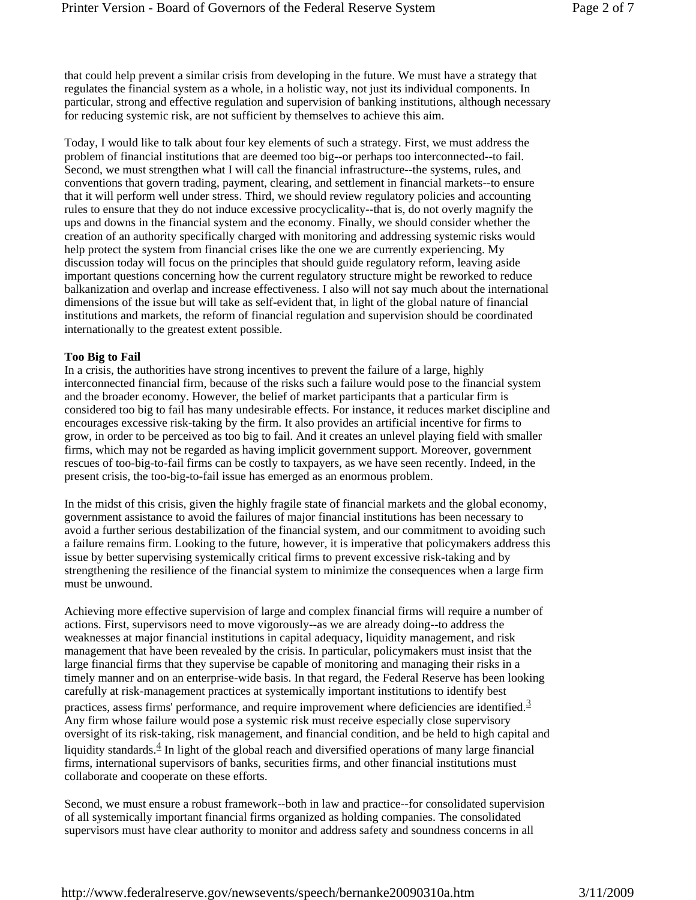that could help prevent a similar crisis from developing in the future. We must have a strategy that regulates the financial system as a whole, in a holistic way, not just its individual components. In particular, strong and effective regulation and supervision of banking institutions, although necessary for reducing systemic risk, are not sufficient by themselves to achieve this aim.

Today, I would like to talk about four key elements of such a strategy. First, we must address the problem of financial institutions that are deemed too big--or perhaps too interconnected--to fail. Second, we must strengthen what I will call the financial infrastructure--the systems, rules, and conventions that govern trading, payment, clearing, and settlement in financial markets--to ensure that it will perform well under stress. Third, we should review regulatory policies and accounting rules to ensure that they do not induce excessive procyclicality--that is, do not overly magnify the ups and downs in the financial system and the economy. Finally, we should consider whether the creation of an authority specifically charged with monitoring and addressing systemic risks would help protect the system from financial crises like the one we are currently experiencing. My discussion today will focus on the principles that should guide regulatory reform, leaving aside important questions concerning how the current regulatory structure might be reworked to reduce balkanization and overlap and increase effectiveness. I also will not say much about the international dimensions of the issue but will take as self-evident that, in light of the global nature of financial institutions and markets, the reform of financial regulation and supervision should be coordinated internationally to the greatest extent possible.

**Too Big to Fail**

In a crisis, the authorities have strong incentives to prevent the failure of a large, highly interconnected financial firm, because of the risks such a failure would pose to the financial system and the broader economy. However, the belief of market participants that a particular firm is considered too big to fail has many undesirable effects. For instance, it reduces market discipline and encourages excessive risk-taking by the firm. It also provides an artificial incentive for firms to grow, in order to be perceived as too big to fail. And it creates an unlevel playing field with smaller firms, which may not be regarded as having implicit government support. Moreover, government rescues of too-big-to-fail firms can be costly to taxpayers, as we have seen recently. Indeed, in the present crisis, the too-big-to-fail issue has emerged as an enormous problem.

In the midst of this crisis, given the highly fragile state of financial markets and the global economy, government assistance to avoid the failures of major financial institutions has been necessary to avoid a further serious destabilization of the financial system, and our commitment to avoiding such a failure remains firm. Looking to the future, however, it is imperative that policymakers address this issue by better supervising systemically critical firms to prevent excessive risk-taking and by strengthening the resilience of the financial system to minimize the consequences when a large firm must be unwound.

Achieving more effective supervision of large and complex financial firms will require a number of actions. First, supervisors need to move vigorously--as we are already doing--to address the weaknesses at major financial institutions in capital adequacy, liquidity management, and risk management that have been revealed by the crisis. In particular, policymakers must insist that the large financial firms that they supervise be capable of monitoring and managing their risks in a timely manner and on an enterprise-wide basis. In that regard, the Federal Reserve has been looking carefully at risk-management practices at systemically important institutions to identify best practices, assess firms' performance, and require improvement where deficiencies are identified.[3] Any firm whose failure would pose a systemic risk must receive especially close supervisory oversight of its risk-taking, risk management, and financial condition, and be held to high capital and liquidity standards.[4] In light of the global reach and diversified operations of many large financial firms, international supervisors of banks, securities firms, and other financial institutions must collaborate and cooperate on these efforts.

Second, we must ensure a robust framework--both in law and practice--for consolidated supervision of all systemically important financial firms organized as holding companies. The consolidated supervisors must have clear authority to monitor and address safety and soundness concerns in all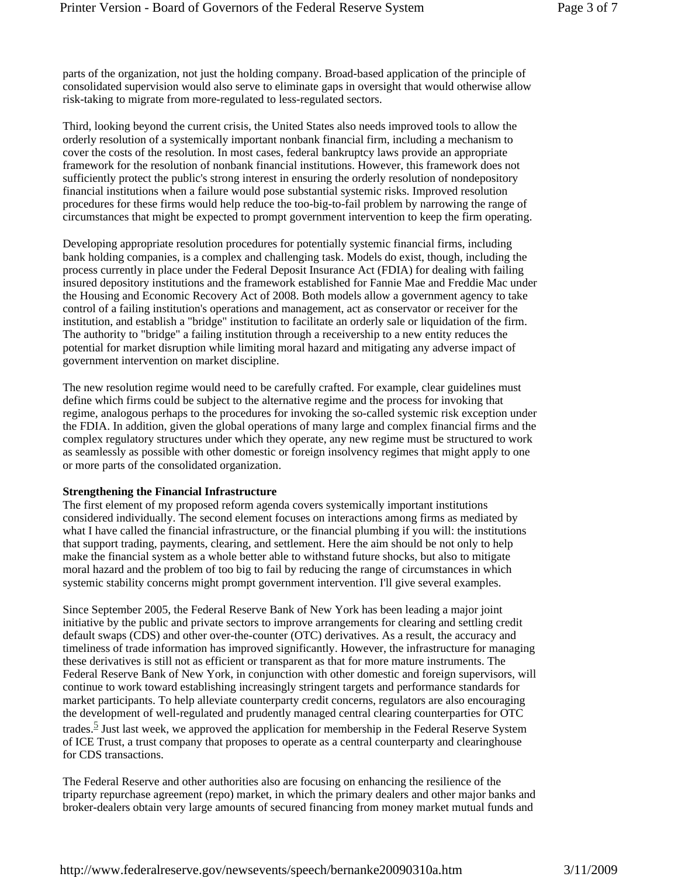parts of the organization, not just the holding company. Broad-based application of the principle of consolidated supervision would also serve to eliminate gaps in oversight that would otherwise allow risk-taking to migrate from more-regulated to less-regulated sectors.

Third, looking beyond the current crisis, the United States also needs improved tools to allow the orderly resolution of a systemically important nonbank financial firm, including a mechanism to cover the costs of the resolution. In most cases, federal bankruptcy laws provide an appropriate framework for the resolution of nonbank financial institutions. However, this framework does not sufficiently protect the public's strong interest in ensuring the orderly resolution of nondepository financial institutions when a failure would pose substantial systemic risks. Improved resolution procedures for these firms would help reduce the too-big-to-fail problem by narrowing the range of circumstances that might be expected to prompt government intervention to keep the firm operating.

Developing appropriate resolution procedures for potentially systemic financial firms, including bank holding companies, is a complex and challenging task. Models do exist, though, including the process currently in place under the Federal Deposit Insurance Act (FDIA) for dealing with failing insured depository institutions and the framework established for Fannie Mae and Freddie Mac under the Housing and Economic Recovery Act of 2008. Both models allow a government agency to take control of a failing institution's operations and management, act as conservator or receiver for the institution, and establish a "bridge" institution to facilitate an orderly sale or liquidation of the firm. The authority to "bridge" a failing institution through a receivership to a new entity reduces the potential for market disruption while limiting moral hazard and mitigating any adverse impact of government intervention on market discipline.

The new resolution regime would need to be carefully crafted. For example, clear guidelines must define which firms could be subject to the alternative regime and the process for invoking that regime, analogous perhaps to the procedures for invoking the so-called systemic risk exception under the FDIA. In addition, given the global operations of many large and complex financial firms and the complex regulatory structures under which they operate, any new regime must be structured to work as seamlessly as possible with other domestic or foreign insolvency regimes that might apply to one or more parts of the consolidated organization.

**Strengthening the Financial Infrastructure**

The first element of my proposed reform agenda covers systemically important institutions considered individually. The second element focuses on interactions among firms as mediated by what I have called the financial infrastructure, or the financial plumbing if you will: the institutions that support trading, payments, clearing, and settlement. Here the aim should be not only to help make the financial system as a whole better able to withstand future shocks, but also to mitigate moral hazard and the problem of too big to fail by reducing the range of circumstances in which systemic stability concerns might prompt government intervention. I'll give several examples.

Since September 2005, the Federal Reserve Bank of New York has been leading a major joint initiative by the public and private sectors to improve arrangements for clearing and settling credit default swaps (CDS) and other over-the-counter (OTC) derivatives. As a result, the accuracy and timeliness of trade information has improved significantly. However, the infrastructure for managing these derivatives is still not as efficient or transparent as that for more mature instruments. The Federal Reserve Bank of New York, in conjunction with other domestic and foreign supervisors, will continue to work toward establishing increasingly stringent targets and performance standards for market participants. To help alleviate counterparty credit concerns, regulators are also encouraging the development of well-regulated and prudently managed central clearing counterparties for OTC trades.[5] Just last week, we approved the application for membership in the Federal Reserve System of ICE Trust, a trust company that proposes to operate as a central counterparty and clearinghouse for CDS transactions.

The Federal Reserve and other authorities also are focusing on enhancing the resilience of the triparty repurchase agreement (repo) market, in which the primary dealers and other major banks and broker-dealers obtain very large amounts of secured financing from money market mutual funds and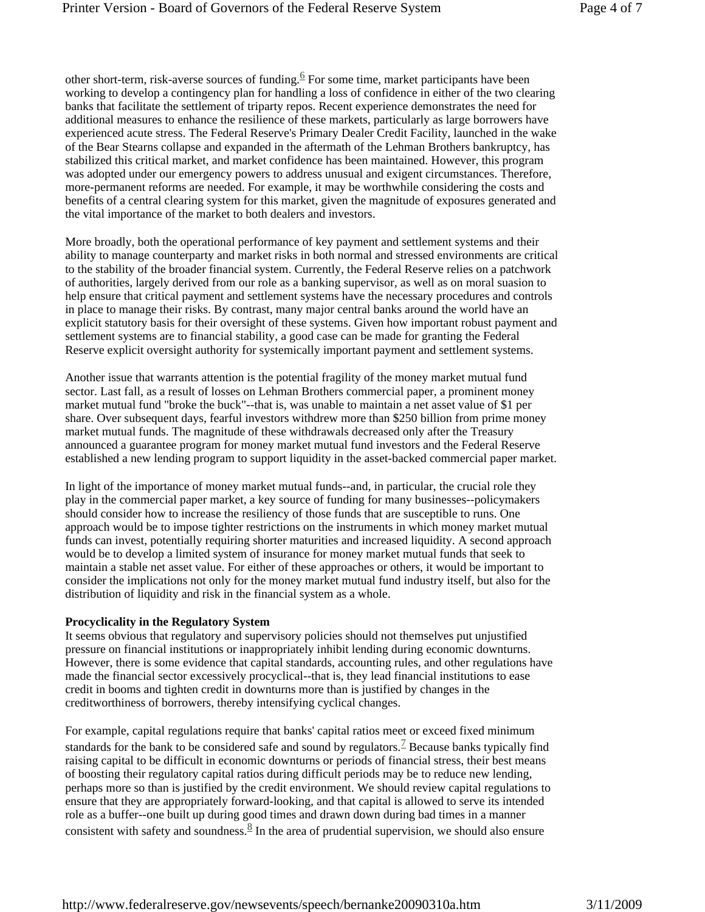other short-term, risk-averse sources of funding.[6] For some time, market participants have been working to develop a contingency plan for handling a loss of confidence in either of the two clearing banks that facilitate the settlement of triparty repos. Recent experience demonstrates the need for additional measures to enhance the resilience of these markets, particularly as large borrowers have experienced acute stress. The Federal Reserve's Primary Dealer Credit Facility, launched in the wake of the Bear Stearns collapse and expanded in the aftermath of the Lehman Brothers bankruptcy, has stabilized this critical market, and market confidence has been maintained. However, this program was adopted under our emergency powers to address unusual and exigent circumstances. Therefore, more-permanent reforms are needed. For example, it may be worthwhile considering the costs and benefits of a central clearing system for this market, given the magnitude of exposures generated and the vital importance of the market to both dealers and investors.

More broadly, both the operational performance of key payment and settlement systems and their ability to manage counterparty and market risks in both normal and stressed environments are critical to the stability of the broader financial system. Currently, the Federal Reserve relies on a patchwork of authorities, largely derived from our role as a banking supervisor, as well as on moral suasion to help ensure that critical payment and settlement systems have the necessary procedures and controls in place to manage their risks. By contrast, many major central banks around the world have an explicit statutory basis for their oversight of these systems. Given how important robust payment and settlement systems are to financial stability, a good case can be made for granting the Federal Reserve explicit oversight authority for systemically important payment and settlement systems.

Another issue that warrants attention is the potential fragility of the money market mutual fund sector. Last fall, as a result of losses on Lehman Brothers commercial paper, a prominent money market mutual fund "broke the buck"--that is, was unable to maintain a net asset value of $1 per share. Over subsequent days, fearful investors withdrew more than $250 billion from prime money market mutual funds. The magnitude of these withdrawals decreased only after the Treasury announced a guarantee program for money market mutual fund investors and the Federal Reserve established a new lending program to support liquidity in the asset-backed commercial paper market.

In light of the importance of money market mutual funds--and, in particular, the crucial role they play in the commercial paper market, a key source of funding for many businesses--policymakers should consider how to increase the resiliency of those funds that are susceptible to runs. One approach would be to impose tighter restrictions on the instruments in which money market mutual funds can invest, potentially requiring shorter maturities and increased liquidity. A second approach would be to develop a limited system of insurance for money market mutual funds that seek to maintain a stable net asset value. For either of these approaches or others, it would be important to consider the implications not only for the money market mutual fund industry itself, but also for the distribution of liquidity and risk in the financial system as a whole.

**Procyclicality in the Regulatory System**

It seems obvious that regulatory and supervisory policies should not themselves put unjustified pressure on financial institutions or inappropriately inhibit lending during economic downturns. However, there is some evidence that capital standards, accounting rules, and other regulations have made the financial sector excessively procyclical--that is, they lead financial institutions to ease credit in booms and tighten credit in downturns more than is justified by changes in the creditworthiness of borrowers, thereby intensifying cyclical changes.

For example, capital regulations require that banks' capital ratios meet or exceed fixed minimum standards for the bank to be considered safe and sound by regulators.[7] Because banks typically find raising capital to be difficult in economic downturns or periods of financial stress, their best means of boosting their regulatory capital ratios during difficult periods may be to reduce new lending, perhaps more so than is justified by the credit environment. We should review capital regulations to ensure that they are appropriately forward-looking, and that capital is allowed to serve its intended role as a buffer--one built up during good times and drawn down during bad times in a manner consistent with safety and soundness.[8] In the area of prudential supervision, we should also ensure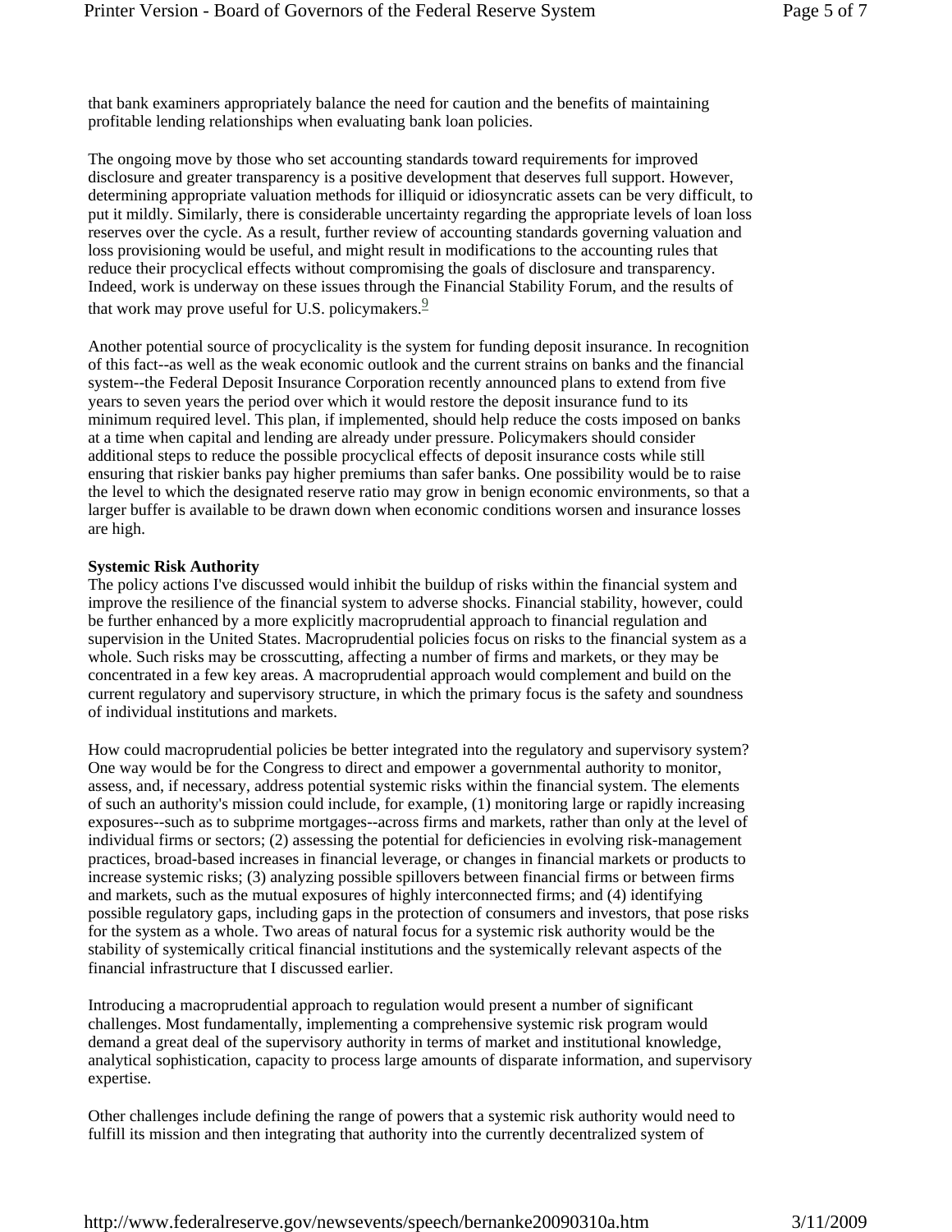that bank examiners appropriately balance the need for caution and the benefits of maintaining profitable lending relationships when evaluating bank loan policies.

The ongoing move by those who set accounting standards toward requirements for improved disclosure and greater transparency is a positive development that deserves full support. However, determining appropriate valuation methods for illiquid or idiosyncratic assets can be very difficult, to put it mildly. Similarly, there is considerable uncertainty regarding the appropriate levels of loan loss reserves over the cycle. As a result, further review of accounting standards governing valuation and loss provisioning would be useful, and might result in modifications to the accounting rules that reduce their procyclical effects without compromising the goals of disclosure and transparency. Indeed, work is underway on these issues through the Financial Stability Forum, and the results of that work may prove useful for U.S. policymakers.[9]

Another potential source of procyclicality is the system for funding deposit insurance. In recognition of this fact--as well as the weak economic outlook and the current strains on banks and the financial system--the Federal Deposit Insurance Corporation recently announced plans to extend from five years to seven years the period over which it would restore the deposit insurance fund to its minimum required level. This plan, if implemented, should help reduce the costs imposed on banks at a time when capital and lending are already under pressure. Policymakers should consider additional steps to reduce the possible procyclical effects of deposit insurance costs while still ensuring that riskier banks pay higher premiums than safer banks. One possibility would be to raise the level to which the designated reserve ratio may grow in benign economic environments, so that a larger buffer is available to be drawn down when economic conditions worsen and insurance losses are high.

**Systemic Risk Authority**

The policy actions I've discussed would inhibit the buildup of risks within the financial system and improve the resilience of the financial system to adverse shocks. Financial stability, however, could be further enhanced by a more explicitly macroprudential approach to financial regulation and supervision in the United States. Macroprudential policies focus on risks to the financial system as a whole. Such risks may be crosscutting, affecting a number of firms and markets, or they may be concentrated in a few key areas. A macroprudential approach would complement and build on the current regulatory and supervisory structure, in which the primary focus is the safety and soundness of individual institutions and markets.

How could macroprudential policies be better integrated into the regulatory and supervisory system? One way would be for the Congress to direct and empower a governmental authority to monitor, assess, and, if necessary, address potential systemic risks within the financial system. The elements of such an authority's mission could include, for example, (1) monitoring large or rapidly increasing exposures--such as to subprime mortgages--across firms and markets, rather than only at the level of individual firms or sectors; (2) assessing the potential for deficiencies in evolving risk-management practices, broad-based increases in financial leverage, or changes in financial markets or products to increase systemic risks; (3) analyzing possible spillovers between financial firms or between firms and markets, such as the mutual exposures of highly interconnected firms; and (4) identifying possible regulatory gaps, including gaps in the protection of consumers and investors, that pose risks for the system as a whole. Two areas of natural focus for a systemic risk authority would be the stability of systemically critical financial institutions and the systemically relevant aspects of the financial infrastructure that I discussed earlier.

Introducing a macroprudential approach to regulation would present a number of significant challenges. Most fundamentally, implementing a comprehensive systemic risk program would demand a great deal of the supervisory authority in terms of market and institutional knowledge, analytical sophistication, capacity to process large amounts of disparate information, and supervisory expertise.

Other challenges include defining the range of powers that a systemic risk authority would need to fulfill its mission and then integrating that authority into the currently decentralized system of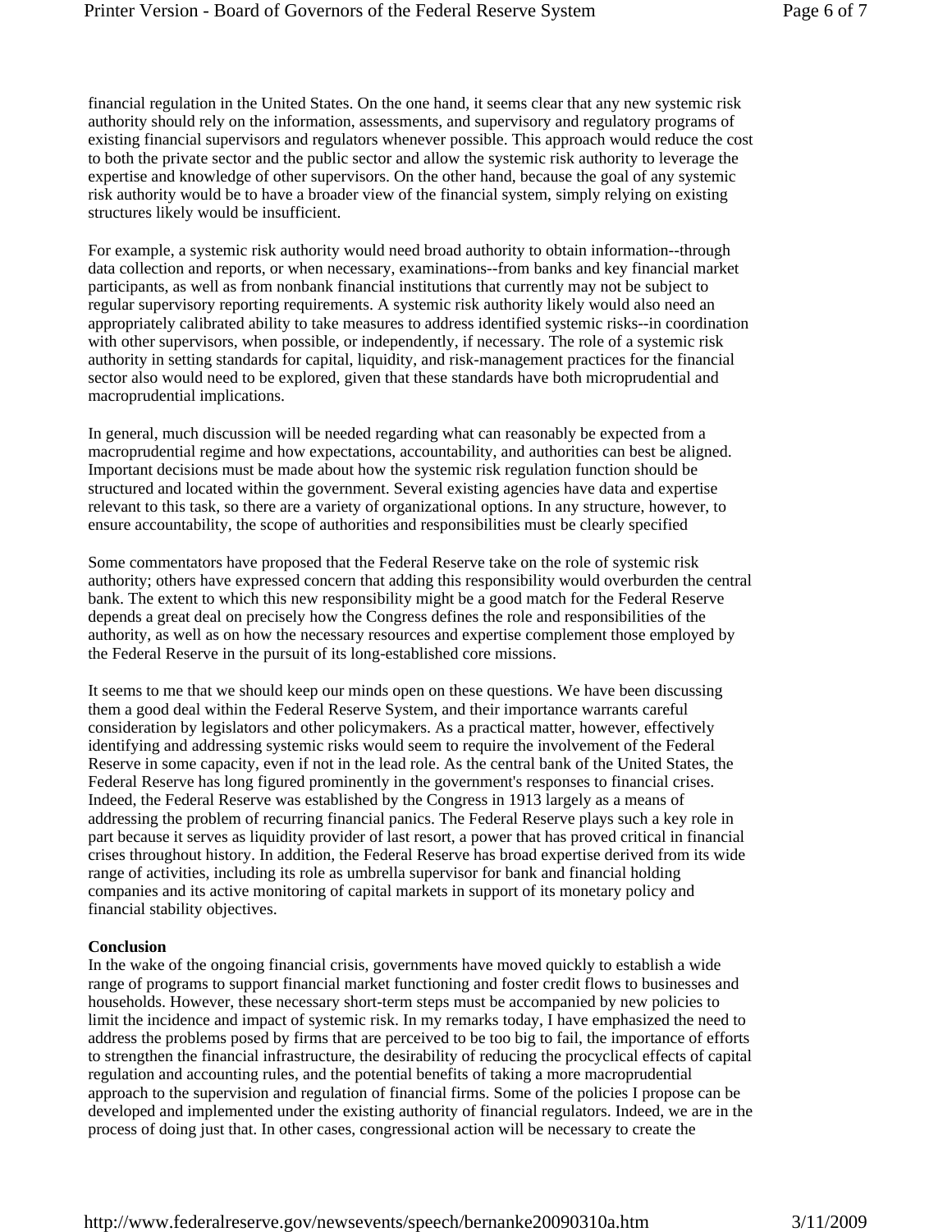financial regulation in the United States. On the one hand, it seems clear that any new systemic risk authority should rely on the information, assessments, and supervisory and regulatory programs of existing financial supervisors and regulators whenever possible. This approach would reduce the cost to both the private sector and the public sector and allow the systemic risk authority to leverage the expertise and knowledge of other supervisors. On the other hand, because the goal of any systemic risk authority would be to have a broader view of the financial system, simply relying on existing structures likely would be insufficient.

For example, a systemic risk authority would need broad authority to obtain information--through data collection and reports, or when necessary, examinations--from banks and key financial market participants, as well as from nonbank financial institutions that currently may not be subject to regular supervisory reporting requirements. A systemic risk authority likely would also need an appropriately calibrated ability to take measures to address identified systemic risks--in coordination with other supervisors, when possible, or independently, if necessary. The role of a systemic risk authority in setting standards for capital, liquidity, and risk-management practices for the financial sector also would need to be explored, given that these standards have both microprudential and macroprudential implications.

In general, much discussion will be needed regarding what can reasonably be expected from a macroprudential regime and how expectations, accountability, and authorities can best be aligned. Important decisions must be made about how the systemic risk regulation function should be structured and located within the government. Several existing agencies have data and expertise relevant to this task, so there are a variety of organizational options. In any structure, however, to ensure accountability, the scope of authorities and responsibilities must be clearly specified

Some commentators have proposed that the Federal Reserve take on the role of systemic risk authority; others have expressed concern that adding this responsibility would overburden the central bank. The extent to which this new responsibility might be a good match for the Federal Reserve depends a great deal on precisely how the Congress defines the role and responsibilities of the authority, as well as on how the necessary resources and expertise complement those employed by the Federal Reserve in the pursuit of its long-established core missions.

It seems to me that we should keep our minds open on these questions. We have been discussing them a good deal within the Federal Reserve System, and their importance warrants careful consideration by legislators and other policymakers. As a practical matter, however, effectively identifying and addressing systemic risks would seem to require the involvement of the Federal Reserve in some capacity, even if not in the lead role. As the central bank of the United States, the Federal Reserve has long figured prominently in the government's responses to financial crises. Indeed, the Federal Reserve was established by the Congress in 1913 largely as a means of addressing the problem of recurring financial panics. The Federal Reserve plays such a key role in part because it serves as liquidity provider of last resort, a power that has proved critical in financial crises throughout history. In addition, the Federal Reserve has broad expertise derived from its wide range of activities, including its role as umbrella supervisor for bank and financial holding companies and its active monitoring of capital markets in support of its monetary policy and financial stability objectives.

**Conclusion**

In the wake of the ongoing financial crisis, governments have moved quickly to establish a wide range of programs to support financial market functioning and foster credit flows to businesses and households. However, these necessary short-term steps must be accompanied by new policies to limit the incidence and impact of systemic risk. In my remarks today, I have emphasized the need to address the problems posed by firms that are perceived to be too big to fail, the importance of efforts to strengthen the financial infrastructure, the desirability of reducing the procyclical effects of capital regulation and accounting rules, and the potential benefits of taking a more macroprudential approach to the supervision and regulation of financial firms. Some of the policies I propose can be developed and implemented under the existing authority of financial regulators. Indeed, we are in the process of doing just that. In other cases, congressional action will be necessary to create the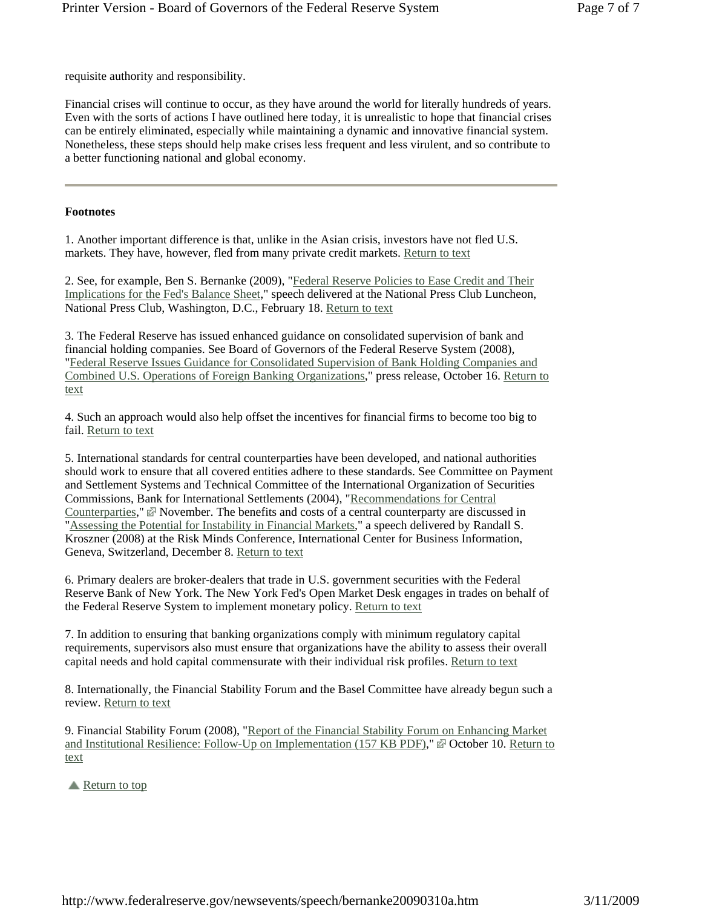requisite authority and responsibility.

Financial crises will continue to occur, as they have around the world for literally hundreds of years. Even with the sorts of actions I have outlined here today, it is unrealistic to hope that financial crises can be entirely eliminated, especially while maintaining a dynamic and innovative financial system. Nonetheless, these steps should help make crises less frequent and less virulent, and so contribute to a better functioning national and global economy.

---

**Footnotes**

1. Another important difference is that, unlike in the Asian crisis, investors have not fled U.S. markets. They have, however, fled from many private credit markets. Return to text

2. See, for example, Ben S. Bernanke (2009), "Federal Reserve Policies to Ease Credit and Their Implications for the Fed's Balance Sheet," speech delivered at the National Press Club Luncheon, National Press Club, Washington, D.C., February 18. Return to text

3. The Federal Reserve has issued enhanced guidance on consolidated supervision of bank and financial holding companies. See Board of Governors of the Federal Reserve System (2008), "Federal Reserve Issues Guidance for Consolidated Supervision of Bank Holding Companies and Combined U.S. Operations of Foreign Banking Organizations," press release, October 16. Return to text

4. Such an approach would also help offset the incentives for financial firms to become too big to fail. Return to text

5. International standards for central counterparties have been developed, and national authorities should work to ensure that all covered entities adhere to these standards. See Committee on Payment and Settlement Systems and Technical Committee of the International Organization of Securities Commissions, Bank for International Settlements (2004), "Recommendations for Central Counterparties," November. The benefits and costs of a central counterparty are discussed in "Assessing the Potential for Instability in Financial Markets," a speech delivered by Randall S. Kroszner (2008) at the Risk Minds Conference, International Center for Business Information, Geneva, Switzerland, December 8. Return to text

6. Primary dealers are broker-dealers that trade in U.S. government securities with the Federal Reserve Bank of New York. The New York Fed's Open Market Desk engages in trades on behalf of the Federal Reserve System to implement monetary policy. Return to text

7. In addition to ensuring that banking organizations comply with minimum regulatory capital requirements, supervisors also must ensure that organizations have the ability to assess their overall capital needs and hold capital commensurate with their individual risk profiles. Return to text

8. Internationally, the Financial Stability Forum and the Basel Committee have already begun such a review. Return to text

9. Financial Stability Forum (2008), "Report of the Financial Stability Forum on Enhancing Market and Institutional Resilience: Follow-Up on Implementation (157 KB PDF)," October 10. Return to text

▲ Return to top